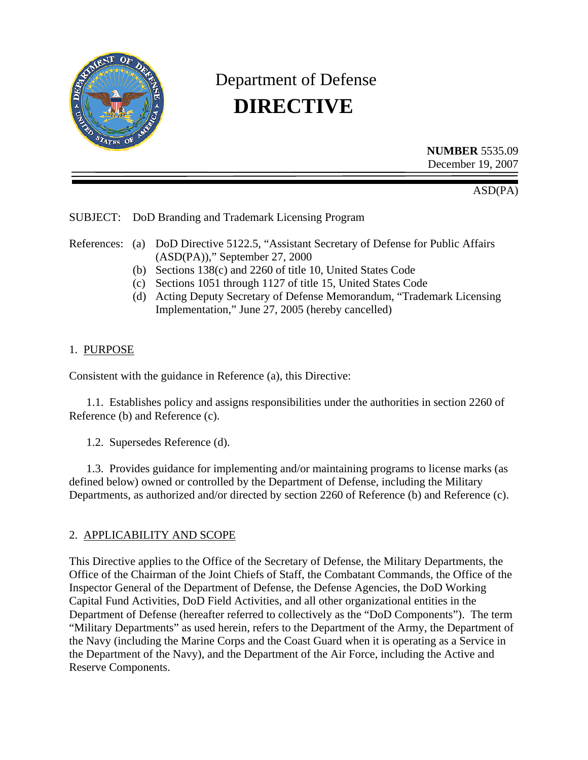# Department of Defense
# **DIRECTIVE**

**NUMBER** 5535.09
December 19, 2007

ASD(PA)

SUBJECT: DoD Branding and Trademark Licensing Program

References:
(a) DoD Directive 5122.5, "Assistant Secretary of Defense for Public Affairs (ASD(PA))," September 27, 2000
(b) Sections 138(c) and 2260 of title 10, United States Code
(c) Sections 1051 through 1127 of title 15, United States Code
(d) Acting Deputy Secretary of Defense Memorandum, "Trademark Licensing Implementation," June 27, 2005 (hereby cancelled)

## 1. PURPOSE

Consistent with the guidance in Reference (a), this Directive:

1.1. Establishes policy and assigns responsibilities under the authorities in section 2260 of Reference (b) and Reference (c).

1.2. Supersedes Reference (d).

1.3. Provides guidance for implementing and/or maintaining programs to license marks (as defined below) owned or controlled by the Department of Defense, including the Military Departments, as authorized and/or directed by section 2260 of Reference (b) and Reference (c).

## 2. APPLICABILITY AND SCOPE

This Directive applies to the Office of the Secretary of Defense, the Military Departments, the Office of the Chairman of the Joint Chiefs of Staff, the Combatant Commands, the Office of the Inspector General of the Department of Defense, the Defense Agencies, the DoD Working Capital Fund Activities, DoD Field Activities, and all other organizational entities in the Department of Defense (hereafter referred to collectively as the "DoD Components"). The term "Military Departments" as used herein, refers to the Department of the Army, the Department of the Navy (including the Marine Corps and the Coast Guard when it is operating as a Service in the Department of the Navy), and the Department of the Air Force, including the Active and Reserve Components.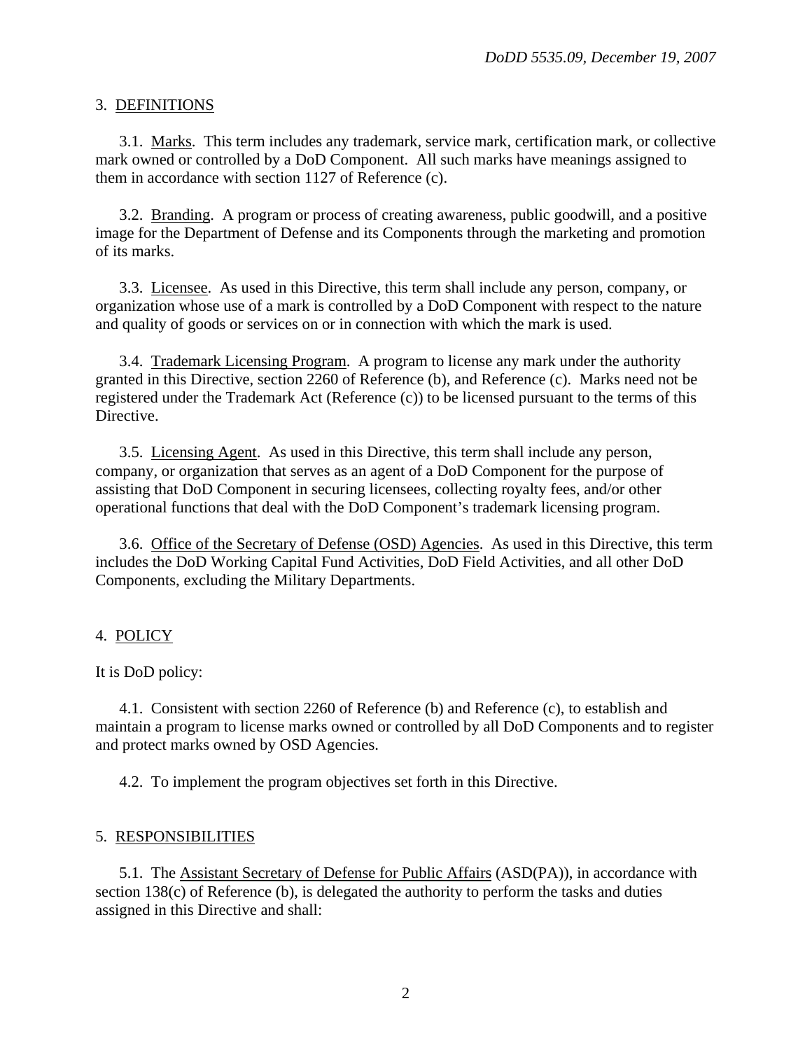## 3. DEFINITIONS

3.1. Marks. This term includes any trademark, service mark, certification mark, or collective mark owned or controlled by a DoD Component. All such marks have meanings assigned to them in accordance with section 1127 of Reference (c).

3.2. Branding. A program or process of creating awareness, public goodwill, and a positive image for the Department of Defense and its Components through the marketing and promotion of its marks.

3.3. Licensee. As used in this Directive, this term shall include any person, company, or organization whose use of a mark is controlled by a DoD Component with respect to the nature and quality of goods or services on or in connection with which the mark is used.

3.4. Trademark Licensing Program. A program to license any mark under the authority granted in this Directive, section 2260 of Reference (b), and Reference (c). Marks need not be registered under the Trademark Act (Reference (c)) to be licensed pursuant to the terms of this Directive.

3.5. Licensing Agent. As used in this Directive, this term shall include any person, company, or organization that serves as an agent of a DoD Component for the purpose of assisting that DoD Component in securing licensees, collecting royalty fees, and/or other operational functions that deal with the DoD Component's trademark licensing program.

3.6. Office of the Secretary of Defense (OSD) Agencies. As used in this Directive, this term includes the DoD Working Capital Fund Activities, DoD Field Activities, and all other DoD Components, excluding the Military Departments.

## 4. POLICY

It is DoD policy:

4.1. Consistent with section 2260 of Reference (b) and Reference (c), to establish and maintain a program to license marks owned or controlled by all DoD Components and to register and protect marks owned by OSD Agencies.

4.2. To implement the program objectives set forth in this Directive.

## 5. RESPONSIBILITIES

5.1. The Assistant Secretary of Defense for Public Affairs (ASD(PA)), in accordance with section 138(c) of Reference (b), is delegated the authority to perform the tasks and duties assigned in this Directive and shall: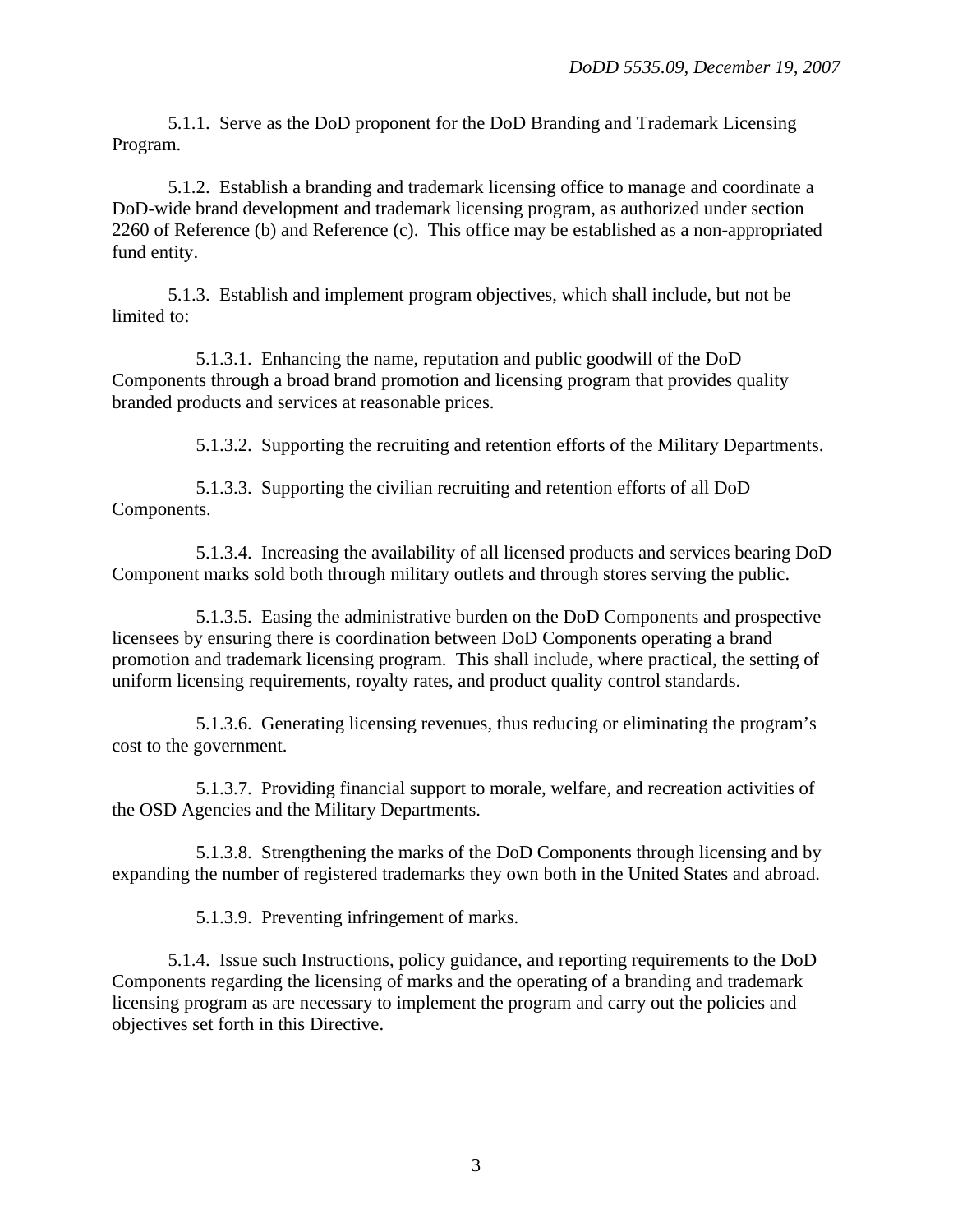5.1.1. Serve as the DoD proponent for the DoD Branding and Trademark Licensing Program.

5.1.2. Establish a branding and trademark licensing office to manage and coordinate a DoD-wide brand development and trademark licensing program, as authorized under section 2260 of Reference (b) and Reference (c). This office may be established as a non-appropriated fund entity.

5.1.3. Establish and implement program objectives, which shall include, but not be limited to:

5.1.3.1. Enhancing the name, reputation and public goodwill of the DoD Components through a broad brand promotion and licensing program that provides quality branded products and services at reasonable prices.

5.1.3.2. Supporting the recruiting and retention efforts of the Military Departments.

5.1.3.3. Supporting the civilian recruiting and retention efforts of all DoD Components.

5.1.3.4. Increasing the availability of all licensed products and services bearing DoD Component marks sold both through military outlets and through stores serving the public.

5.1.3.5. Easing the administrative burden on the DoD Components and prospective licensees by ensuring there is coordination between DoD Components operating a brand promotion and trademark licensing program. This shall include, where practical, the setting of uniform licensing requirements, royalty rates, and product quality control standards.

5.1.3.6. Generating licensing revenues, thus reducing or eliminating the program's cost to the government.

5.1.3.7. Providing financial support to morale, welfare, and recreation activities of the OSD Agencies and the Military Departments.

5.1.3.8. Strengthening the marks of the DoD Components through licensing and by expanding the number of registered trademarks they own both in the United States and abroad.

5.1.3.9. Preventing infringement of marks.

5.1.4. Issue such Instructions, policy guidance, and reporting requirements to the DoD Components regarding the licensing of marks and the operating of a branding and trademark licensing program as are necessary to implement the program and carry out the policies and objectives set forth in this Directive.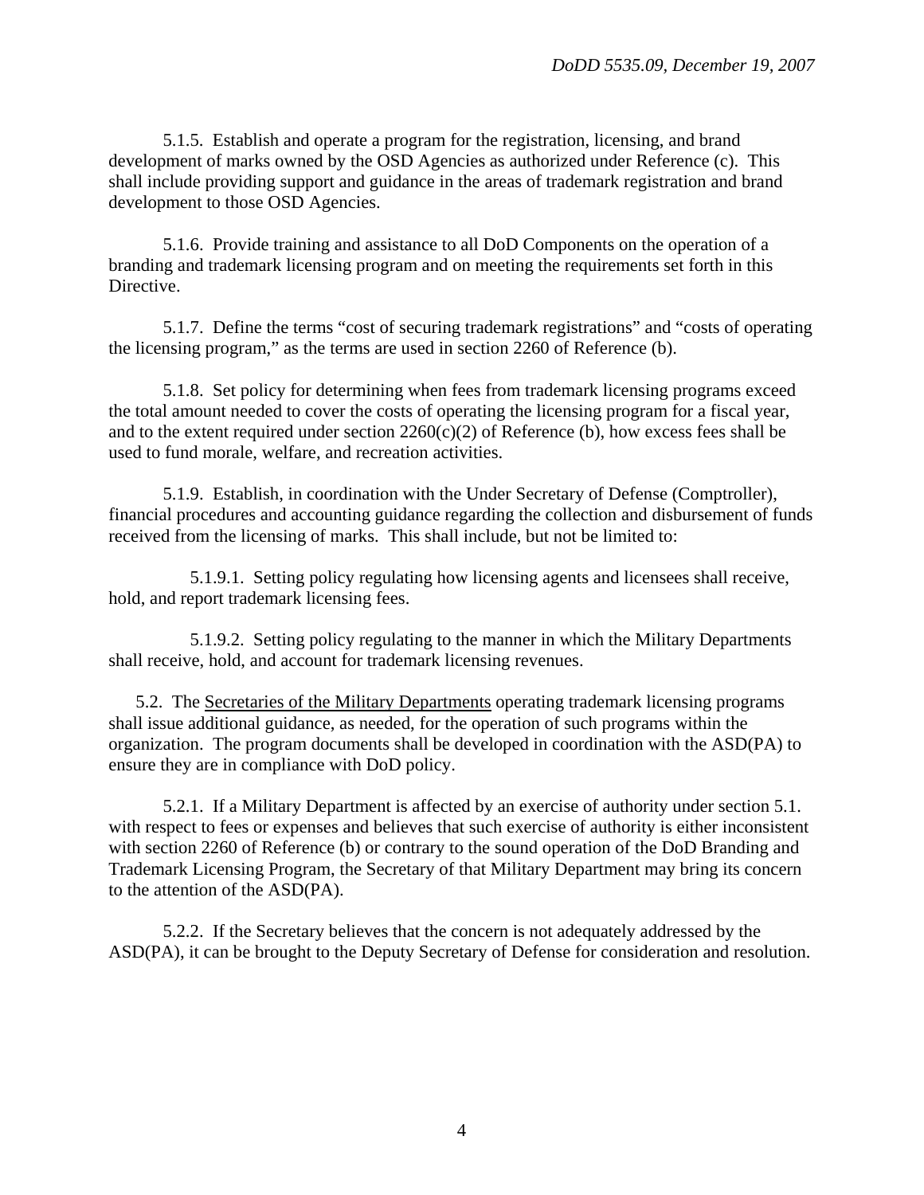5.1.5. Establish and operate a program for the registration, licensing, and brand development of marks owned by the OSD Agencies as authorized under Reference (c). This shall include providing support and guidance in the areas of trademark registration and brand development to those OSD Agencies.

5.1.6. Provide training and assistance to all DoD Components on the operation of a branding and trademark licensing program and on meeting the requirements set forth in this Directive.

5.1.7. Define the terms "cost of securing trademark registrations" and "costs of operating the licensing program," as the terms are used in section 2260 of Reference (b).

5.1.8. Set policy for determining when fees from trademark licensing programs exceed the total amount needed to cover the costs of operating the licensing program for a fiscal year, and to the extent required under section 2260(c)(2) of Reference (b), how excess fees shall be used to fund morale, welfare, and recreation activities.

5.1.9. Establish, in coordination with the Under Secretary of Defense (Comptroller), financial procedures and accounting guidance regarding the collection and disbursement of funds received from the licensing of marks. This shall include, but not be limited to:

5.1.9.1. Setting policy regulating how licensing agents and licensees shall receive, hold, and report trademark licensing fees.

5.1.9.2. Setting policy regulating to the manner in which the Military Departments shall receive, hold, and account for trademark licensing revenues.

5.2. The <u>Secretaries of the Military Departments</u> operating trademark licensing programs shall issue additional guidance, as needed, for the operation of such programs within the organization. The program documents shall be developed in coordination with the ASD(PA) to ensure they are in compliance with DoD policy.

5.2.1. If a Military Department is affected by an exercise of authority under section 5.1. with respect to fees or expenses and believes that such exercise of authority is either inconsistent with section 2260 of Reference (b) or contrary to the sound operation of the DoD Branding and Trademark Licensing Program, the Secretary of that Military Department may bring its concern to the attention of the ASD(PA).

5.2.2. If the Secretary believes that the concern is not adequately addressed by the ASD(PA), it can be brought to the Deputy Secretary of Defense for consideration and resolution.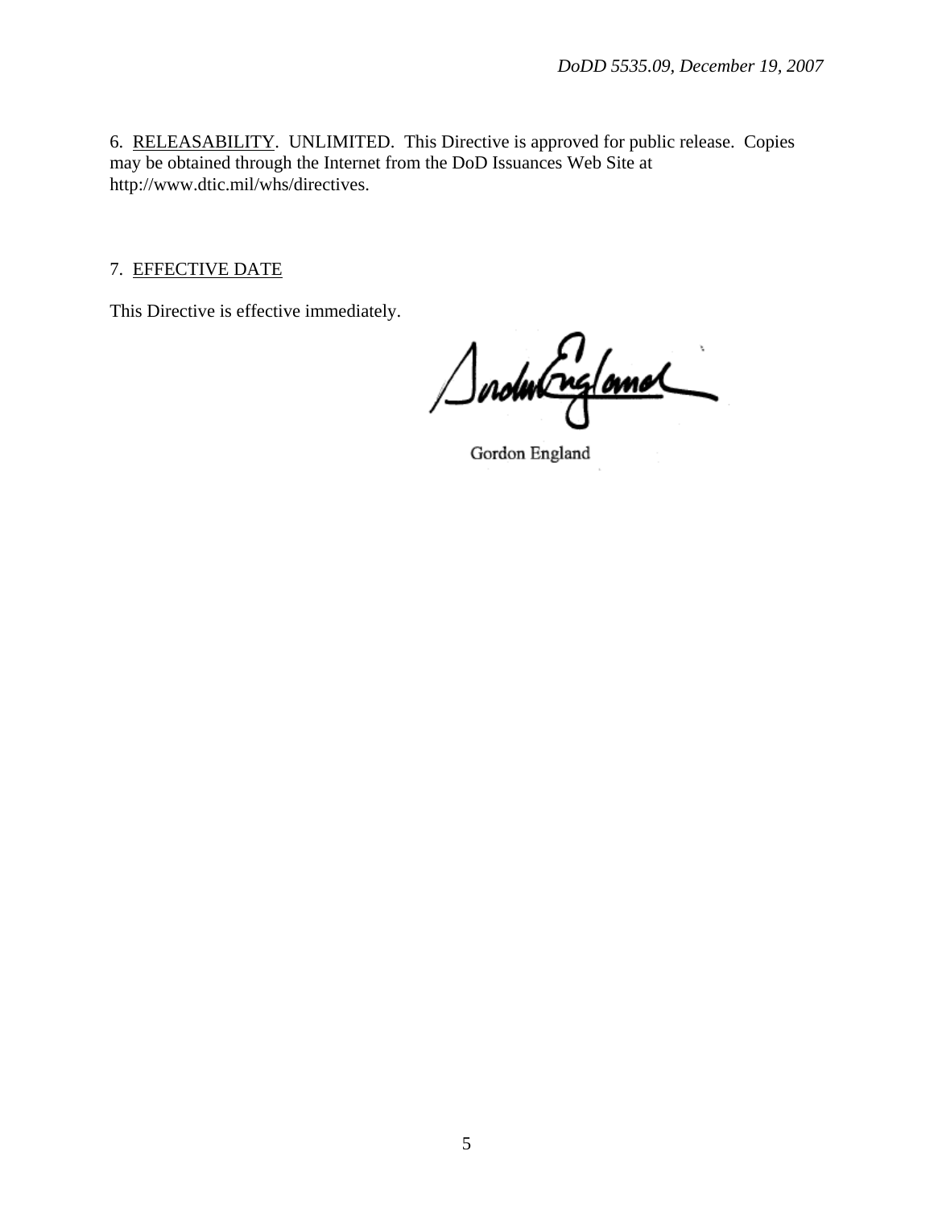6. RELEASABILITY. UNLIMITED. This Directive is approved for public release. Copies may be obtained through the Internet from the DoD Issuances Web Site at http://www.dtic.mil/whs/directives.

7. EFFECTIVE DATE

This Directive is effective immediately.

Gordon England